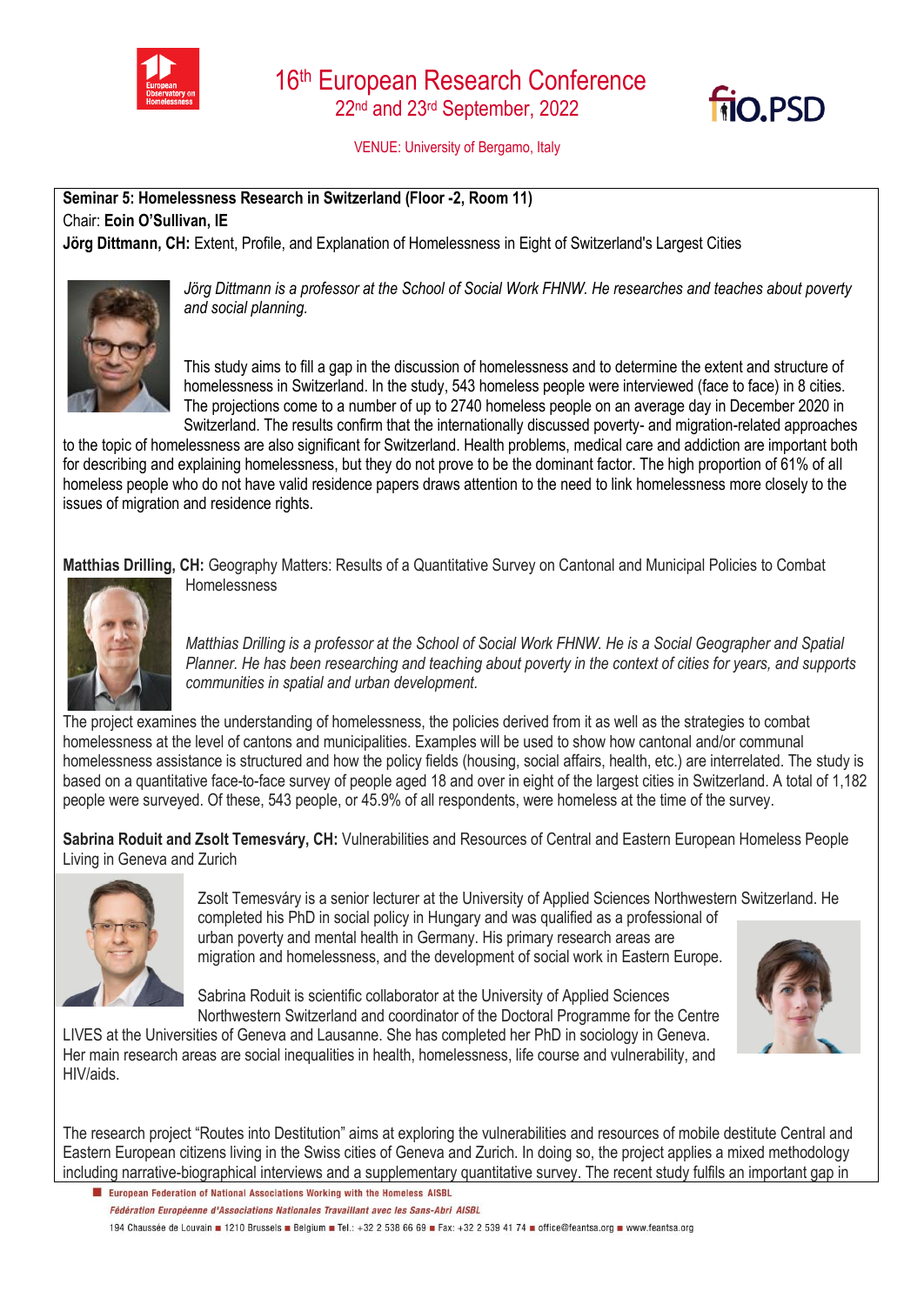# 16th European Research Conference

22nd and 23rd September, 2022

VENUE: University of Bergamo, Italy

**Seminar 5: Homelessness Research in Switzerland (Floor -2, Room 11)**

Chair: **Eoin O'Sullivan, IE**

**Jörg Dittmann, CH:** Extent, Profile, and Explanation of Homelessness in Eight of Switzerland's Largest Cities

*Jörg Dittmann is a professor at the School of Social Work FHNW. He researches and teaches about poverty and social planning.*

This study aims to fill a gap in the discussion of homelessness and to determine the extent and structure of homelessness in Switzerland. In the study, 543 homeless people were interviewed (face to face) in 8 cities. The projections come to a number of up to 2740 homeless people on an average day in December 2020 in Switzerland. The results confirm that the internationally discussed poverty- and migration-related approaches to the topic of homelessness are also significant for Switzerland. Health problems, medical care and addiction are important both for describing and explaining homelessness, but they do not prove to be the dominant factor. The high proportion of 61% of all homeless people who do not have valid residence papers draws attention to the need to link homelessness more closely to the issues of migration and residence rights.

**Matthias Drilling, CH:** Geography Matters: Results of a Quantitative Survey on Cantonal and Municipal Policies to Combat Homelessness

*Matthias Drilling is a professor at the School of Social Work FHNW. He is a Social Geographer and Spatial Planner. He has been researching and teaching about poverty in the context of cities for years, and supports communities in spatial and urban development.*

The project examines the understanding of homelessness, the policies derived from it as well as the strategies to combat homelessness at the level of cantons and municipalities. Examples will be used to show how cantonal and/or communal homelessness assistance is structured and how the policy fields (housing, social affairs, health, etc.) are interrelated. The study is based on a quantitative face-to-face survey of people aged 18 and over in eight of the largest cities in Switzerland. A total of 1,182 people were surveyed. Of these, 543 people, or 45.9% of all respondents, were homeless at the time of the survey.

**Sabrina Roduit and Zsolt Temesváry, CH:** Vulnerabilities and Resources of Central and Eastern European Homeless People Living in Geneva and Zurich

Zsolt Temesváry is a senior lecturer at the University of Applied Sciences Northwestern Switzerland. He completed his PhD in social policy in Hungary and was qualified as a professional of urban poverty and mental health in Germany. His primary research areas are migration and homelessness, and the development of social work in Eastern Europe.

Sabrina Roduit is scientific collaborator at the University of Applied Sciences Northwestern Switzerland and coordinator of the Doctoral Programme for the Centre LIVES at the Universities of Geneva and Lausanne. She has completed her PhD in sociology in Geneva. Her main research areas are social inequalities in health, homelessness, life course and vulnerability, and HIV/aids.

The research project "Routes into Destitution" aims at exploring the vulnerabilities and resources of mobile destitute Central and Eastern European citizens living in the Swiss cities of Geneva and Zurich. In doing so, the project applies a mixed methodology including narrative-biographical interviews and a supplementary quantitative survey. The recent study fulfils an important gap in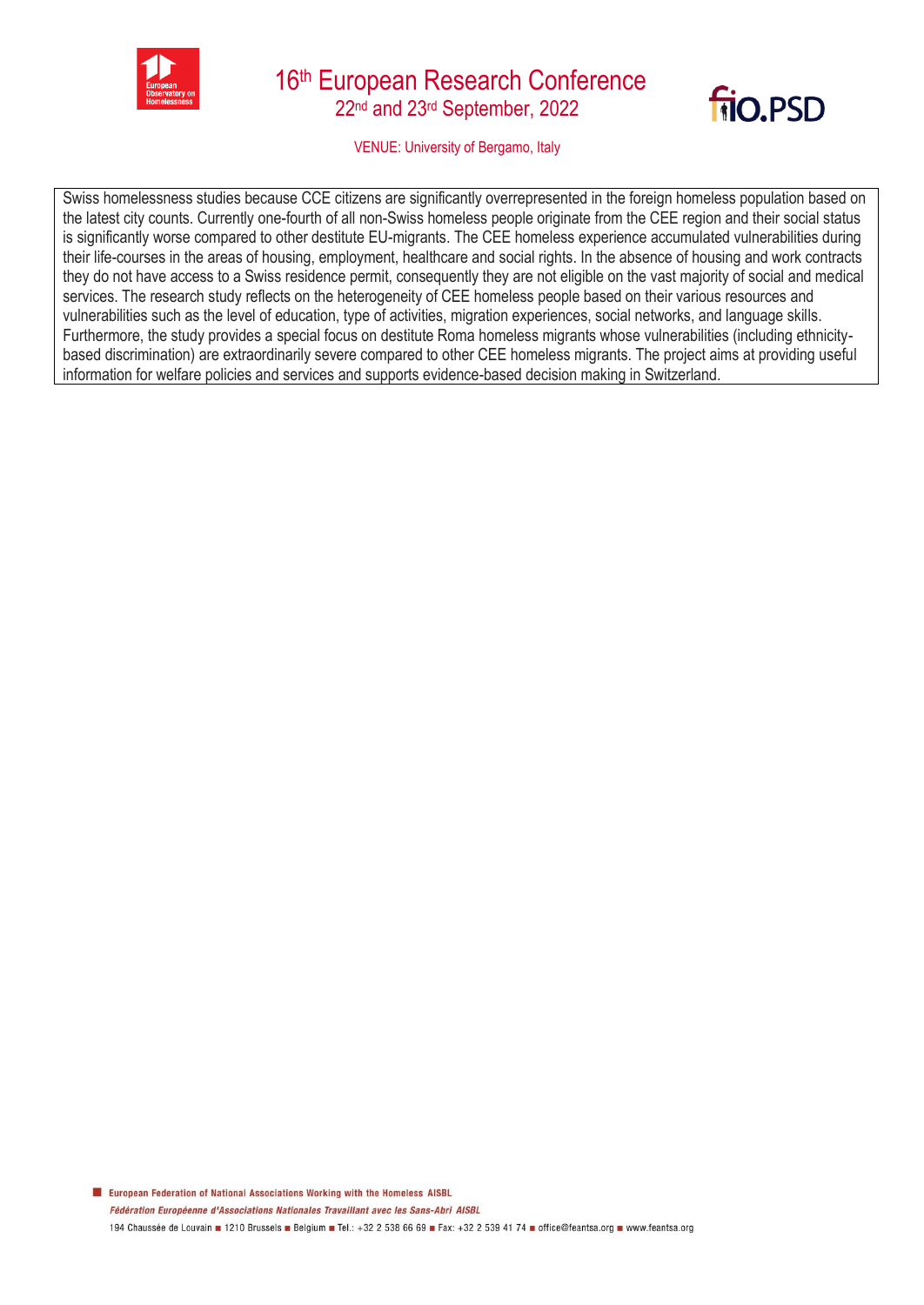Swiss homelessness studies because CCE citizens are significantly overrepresented in the foreign homeless population based on the latest city counts. Currently one-fourth of all non-Swiss homeless people originate from the CEE region and their social status is significantly worse compared to other destitute EU-migrants. The CEE homeless experience accumulated vulnerabilities during their life-courses in the areas of housing, employment, healthcare and social rights. In the absence of housing and work contracts they do not have access to a Swiss residence permit, consequently they are not eligible on the vast majority of social and medical services. The research study reflects on the heterogeneity of CEE homeless people based on their various resources and vulnerabilities such as the level of education, type of activities, migration experiences, social networks, and language skills. Furthermore, the study provides a special focus on destitute Roma homeless migrants whose vulnerabilities (including ethnicity-based discrimination) are extraordinarily severe compared to other CEE homeless migrants. The project aims at providing useful information for welfare policies and services and supports evidence-based decision making in Switzerland.